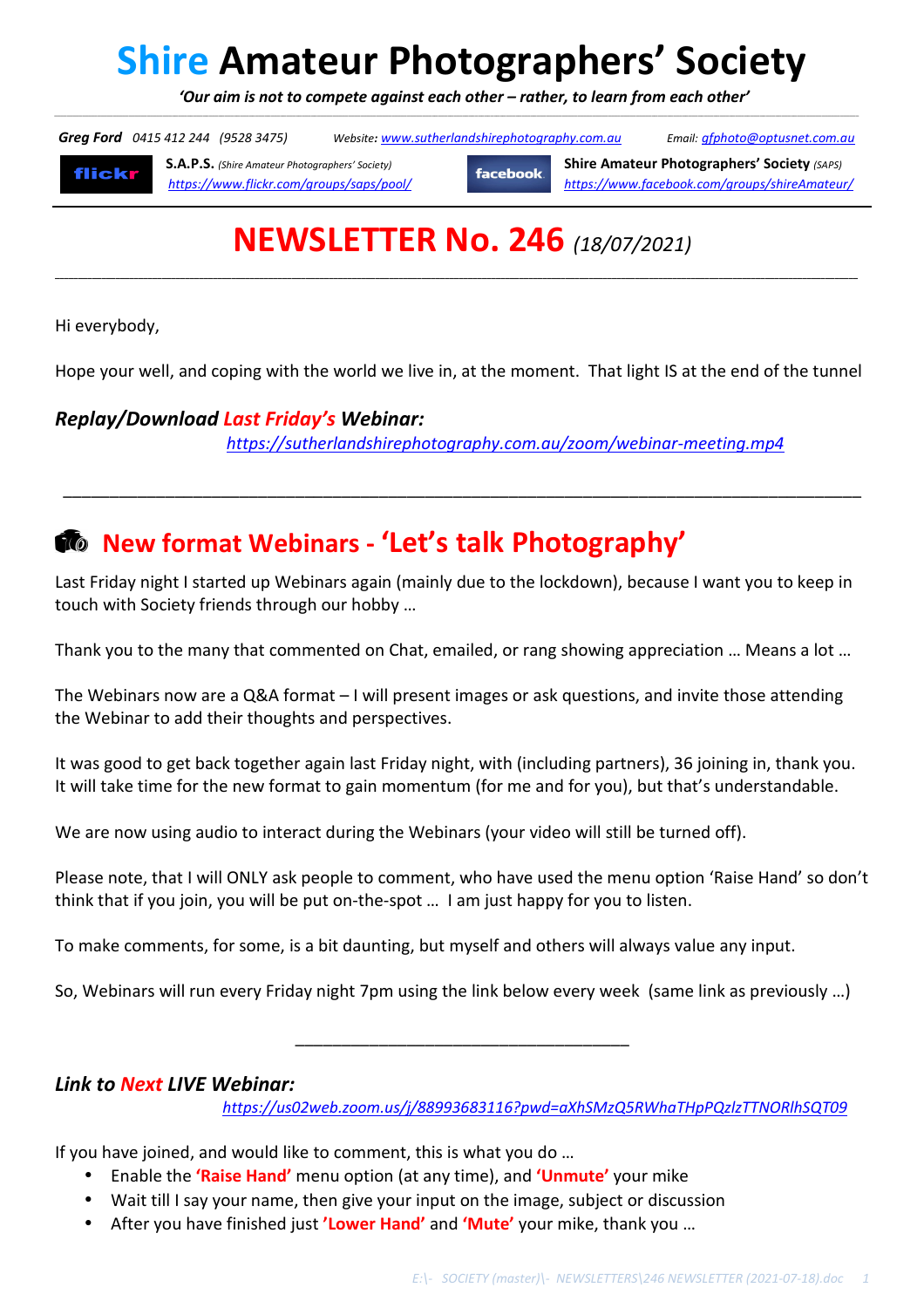# Shire Amateur Photographers' Society

*'Our aim is not to compete against each other – rather, to learn from each other'*

***Greg Ford*** *0415 412 244 (9528 3475)* *Website: www.sutherlandshirephotography.com.au* *Email: gfphoto@optusnet.com.au*

flickr **S.A.P.S.** *(Shire Amateur Photographers' Society)* *https://www.flickr.com/groups/saps/pool/*

facebook **Shire Amateur Photographers' Society** *(SAPS)* *https://www.facebook.com/groups/shireAmateur/*

# NEWSLETTER No. 246 *(18/07/2021)*

---

Hi everybody,

Hope your well, and coping with the world we live in, at the moment. That light IS at the end of the tunnel

### *Replay/Download Last Friday's Webinar:*

*https://sutherlandshirephotography.com.au/zoom/webinar-meeting.mp4*

---

## New format Webinars - 'Let's talk Photography'

Last Friday night I started up Webinars again (mainly due to the lockdown), because I want you to keep in touch with Society friends through our hobby …

Thank you to the many that commented on Chat, emailed, or rang showing appreciation … Means a lot …

The Webinars now are a Q&A format – I will present images or ask questions, and invite those attending the Webinar to add their thoughts and perspectives.

It was good to get back together again last Friday night, with (including partners), 36 joining in, thank you. It will take time for the new format to gain momentum (for me and for you), but that's understandable.

We are now using audio to interact during the Webinars (your video will still be turned off).

Please note, that I will ONLY ask people to comment, who have used the menu option 'Raise Hand' so don't think that if you join, you will be put on-the-spot … I am just happy for you to listen.

To make comments, for some, is a bit daunting, but myself and others will always value any input.

So, Webinars will run every Friday night 7pm using the link below every week (same link as previously …)

---

### *Link to Next LIVE Webinar:*

*https://us02web.zoom.us/j/88993683116?pwd=aXhSMzQ5RWhaTHpPQzlzTTNORlhSQT09*

If you have joined, and would like to comment, this is what you do …

- Enable the **'Raise Hand'** menu option (at any time), and **'Unmute'** your mike
- Wait till I say your name, then give your input on the image, subject or discussion
- After you have finished just **'Lower Hand'** and **'Mute'** your mike, thank you …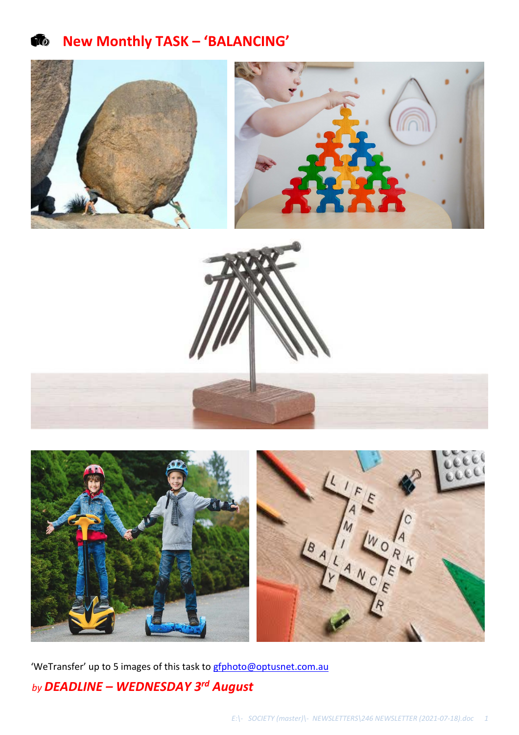## New Monthly TASK – 'BALANCING'

'WeTransfer' up to 5 images of this task to gfphoto@optusnet.com.au

*by* ***DEADLINE – WEDNESDAY 3rd August***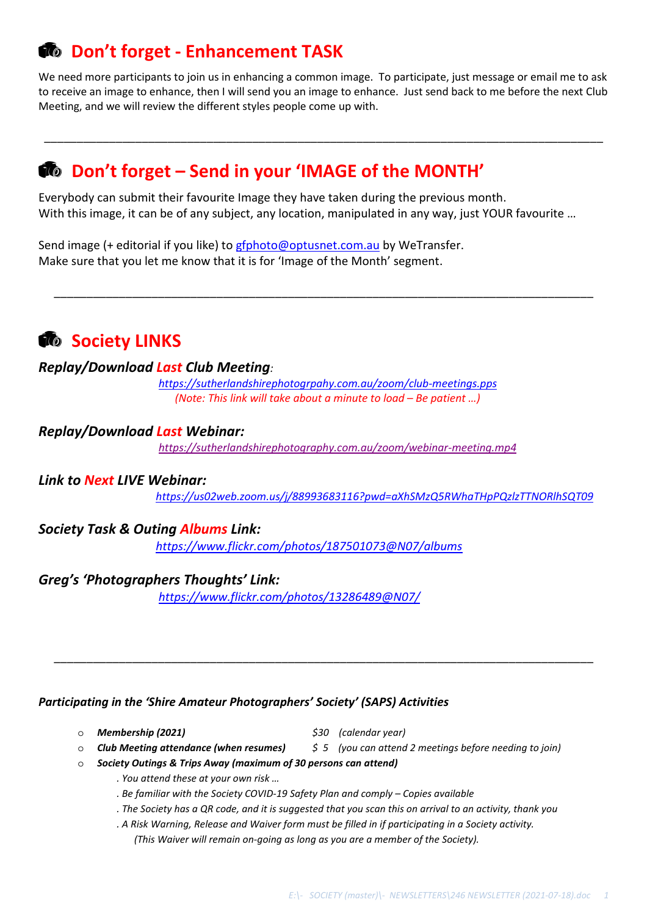## Don't forget - Enhancement TASK

We need more participants to join us in enhancing a common image. To participate, just message or email me to ask to receive an image to enhance, then I will send you an image to enhance. Just send back to me before the next Club Meeting, and we will review the different styles people come up with.

---

## Don't forget – Send in your 'IMAGE of the MONTH'

Everybody can submit their favourite Image they have taken during the previous month.
With this image, it can be of any subject, any location, manipulated in any way, just YOUR favourite …

Send image (+ editorial if you like) to gfphoto@optusnet.com.au by WeTransfer.
Make sure that you let me know that it is for 'Image of the Month' segment.

---

## Society LINKS

***Replay/Download Last Club Meeting:***

https://sutherlandshirephotogrpahy.com.au/zoom/club-meetings.pps
*(Note: This link will take about a minute to load – Be patient …)*

***Replay/Download Last Webinar:***

https://sutherlandshirephotography.com.au/zoom/webinar-meeting.mp4

***Link to Next LIVE Webinar:***

https://us02web.zoom.us/j/88993683116?pwd=aXhSMzQ5RWhaTHpPQzlzTTNORlhSQT09

***Society Task & Outing Albums Link:***

https://www.flickr.com/photos/187501073@N07/albums

***Greg's 'Photographers Thoughts' Link:***

https://www.flickr.com/photos/13286489@N07/

---

***Participating in the 'Shire Amateur Photographers' Society' (SAPS) Activities***

- ***Membership (2021)*** *$30 (calendar year)*
- ***Club Meeting attendance (when resumes)*** *$ 5 (you can attend 2 meetings before needing to join)*
- ***Society Outings & Trips Away (maximum of 30 persons can attend)***
  - *. You attend these at your own risk …*
  - *. Be familiar with the Society COVID-19 Safety Plan and comply – Copies available*
  - *. The Society has a QR code, and it is suggested that you scan this on arrival to an activity, thank you*
  - *. A Risk Warning, Release and Waiver form must be filled in if participating in a Society activity.*
    *(This Waiver will remain on-going as long as you are a member of the Society).*